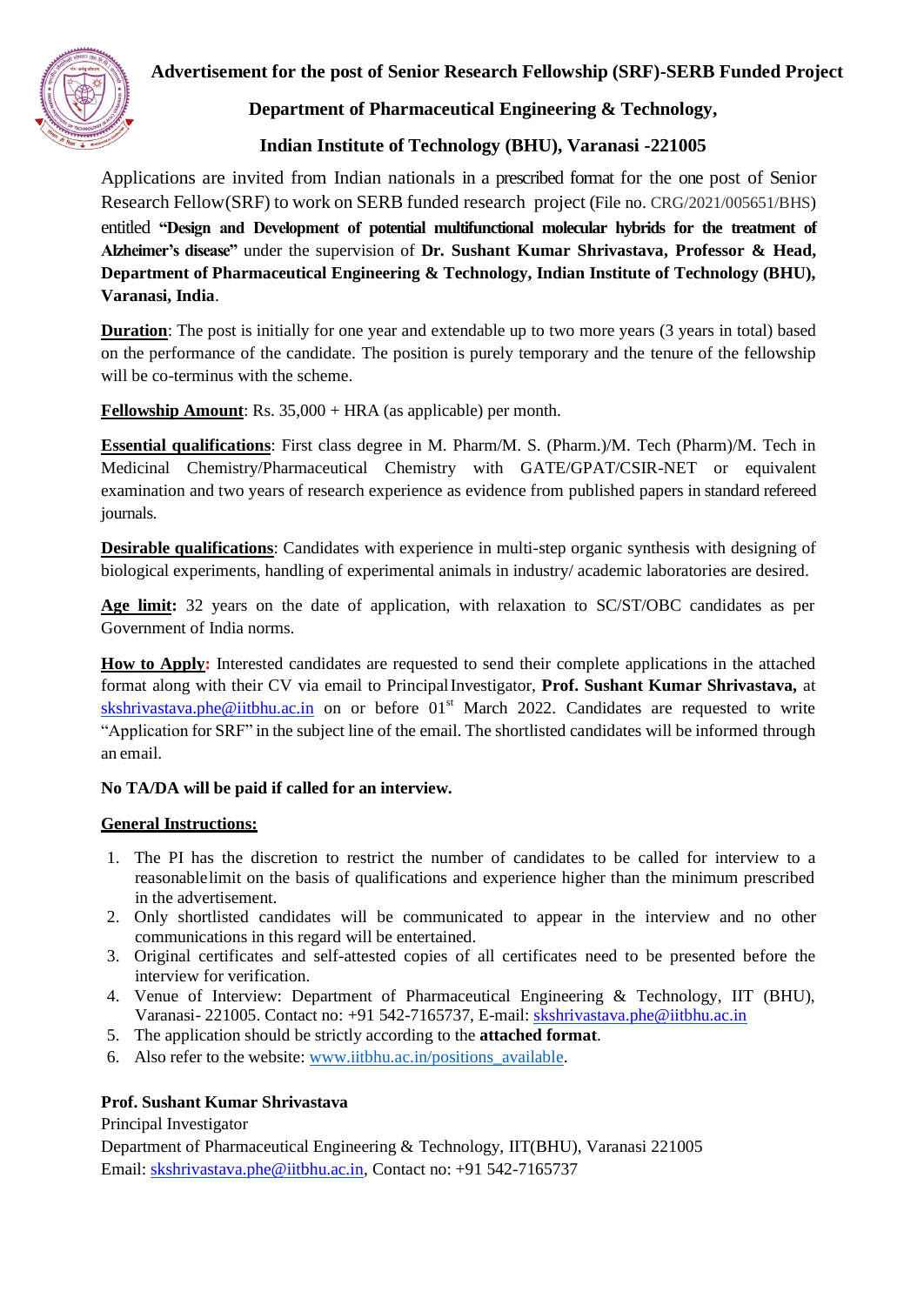# Advertisement for the post of Senior Research Fellowship (SRF)-SERB Funded Project

## Department of Pharmaceutical Engineering & Technology,

## Indian Institute of Technology (BHU), Varanasi -221005

Applications are invited from Indian nationals in a prescribed format for the one post of Senior Research Fellow(SRF) to work on SERB funded research project (File no. CRG/2021/005651/BHS) entitled **"Design and Development of potential multifunctional molecular hybrids for the treatment of Alzheimer's disease"** under the supervision of **Dr. Sushant Kumar Shrivastava, Professor & Head, Department of Pharmaceutical Engineering & Technology, Indian Institute of Technology (BHU), Varanasi, India**.

**Duration**: The post is initially for one year and extendable up to two more years (3 years in total) based on the performance of the candidate. The position is purely temporary and the tenure of the fellowship will be co-terminus with the scheme.

**Fellowship Amount**: Rs. 35,000 + HRA (as applicable) per month.

**Essential qualifications**: First class degree in M. Pharm/M. S. (Pharm.)/M. Tech (Pharm)/M. Tech in Medicinal Chemistry/Pharmaceutical Chemistry with GATE/GPAT/CSIR-NET or equivalent examination and two years of research experience as evidence from published papers in standard refereed journals.

**Desirable qualifications**: Candidates with experience in multi-step organic synthesis with designing of biological experiments, handling of experimental animals in industry/ academic laboratories are desired.

**Age limit:** 32 years on the date of application, with relaxation to SC/ST/OBC candidates as per Government of India norms.

**How to Apply:** Interested candidates are requested to send their complete applications in the attached format along with their CV via email to Principal Investigator, **Prof. Sushant Kumar Shrivastava,** at skshrivastava.phe@iitbhu.ac.in on or before 01st March 2022. Candidates are requested to write "Application for SRF" in the subject line of the email. The shortlisted candidates will be informed through an email.

**No TA/DA will be paid if called for an interview.**

**General Instructions:**

1. The PI has the discretion to restrict the number of candidates to be called for interview to a reasonable limit on the basis of qualifications and experience higher than the minimum prescribed in the advertisement.
2. Only shortlisted candidates will be communicated to appear in the interview and no other communications in this regard will be entertained.
3. Original certificates and self-attested copies of all certificates need to be presented before the interview for verification.
4. Venue of Interview: Department of Pharmaceutical Engineering & Technology, IIT (BHU), Varanasi- 221005. Contact no: +91 542-7165737, E-mail: skshrivastava.phe@iitbhu.ac.in
5. The application should be strictly according to the **attached format**.
6. Also refer to the website: www.iitbhu.ac.in/positions_available.

**Prof. Sushant Kumar Shrivastava**
Principal Investigator
Department of Pharmaceutical Engineering & Technology, IIT(BHU), Varanasi 221005
Email: skshrivastava.phe@iitbhu.ac.in, Contact no: +91 542-7165737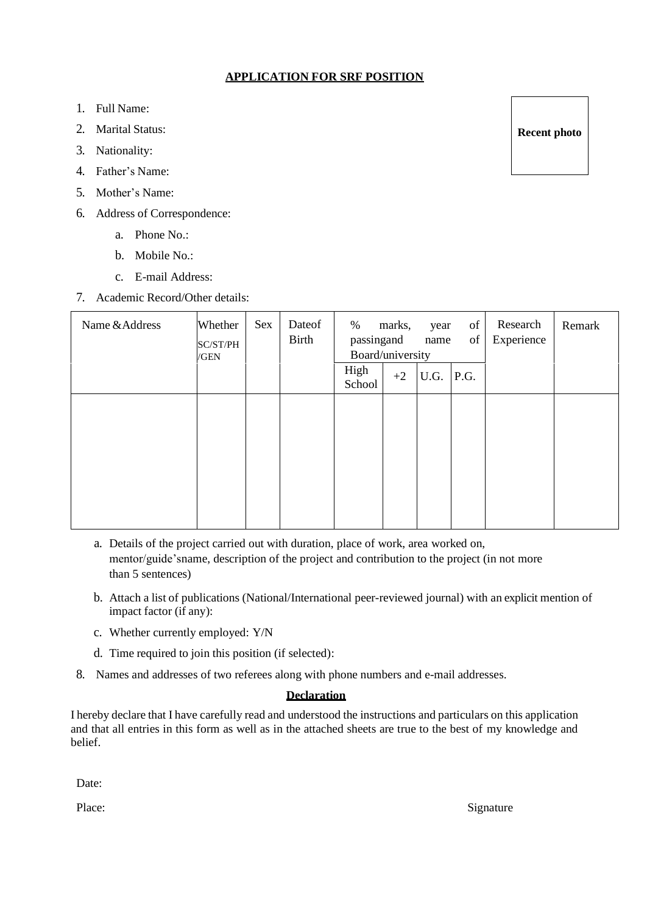## APPLICATION FOR SRF POSITION

**Recent photo**

1. Full Name:
2. Marital Status:
3. Nationality:
4. Father's Name:
5. Mother's Name:
6. Address of Correspondence:
    a. Phone No.:
    b. Mobile No.:
    c. E-mail Address:
7. Academic Record/Other details:

| Name &Address | Whether SC/ST/PH /GEN | Sex | Dateof Birth | % marks, year of passingand name of Board/university | | | | Research Experience | Remark |
|---|---|---|---|---|---|---|---|---|---|
| | | | | High School | +2 | U.G. | P.G. | | |
| | | | | | | | | | |

a. Details of the project carried out with duration, place of work, area worked on, mentor/guide'sname, description of the project and contribution to the project (in not more than 5 sentences)

b. Attach a list of publications (National/International peer-reviewed journal) with an explicit mention of impact factor (if any):

c. Whether currently employed: Y/N

d. Time required to join this position (if selected):

8. Names and addresses of two referees along with phone numbers and e-mail addresses.

### Declaration

I hereby declare that I have carefully read and understood the instructions and particulars on this application and that all entries in this form as well as in the attached sheets are true to the best of my knowledge and belief.

Date:

Place: Signature